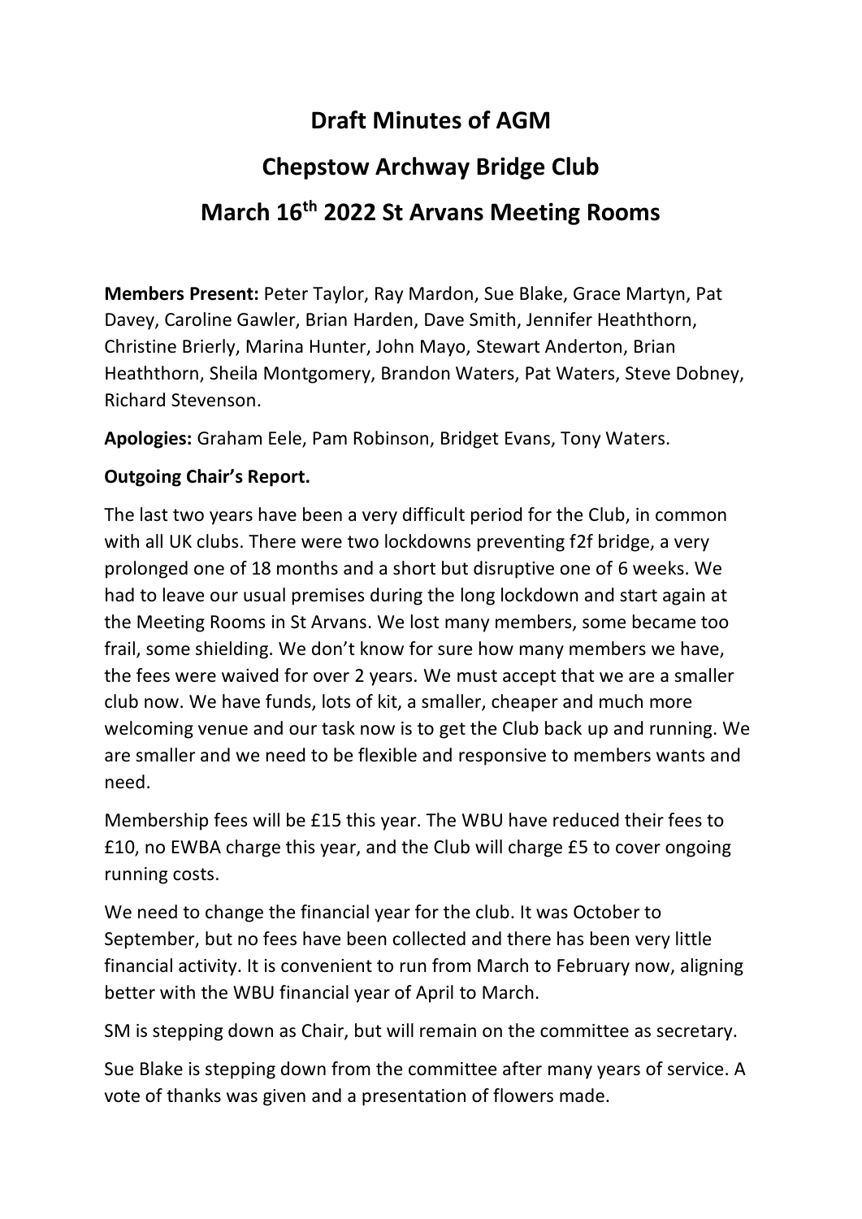# Draft Minutes of AGM

# Chepstow Archway Bridge Club

# March 16th 2022 St Arvans Meeting Rooms

**Members Present:** Peter Taylor, Ray Mardon, Sue Blake, Grace Martyn, Pat Davey, Caroline Gawler, Brian Harden, Dave Smith, Jennifer Heaththorn, Christine Brierly, Marina Hunter, John Mayo, Stewart Anderton, Brian Heaththorn, Sheila Montgomery, Brandon Waters, Pat Waters, Steve Dobney, Richard Stevenson.

**Apologies:** Graham Eele, Pam Robinson, Bridget Evans, Tony Waters.

**Outgoing Chair's Report.**

The last two years have been a very difficult period for the Club, in common with all UK clubs. There were two lockdowns preventing f2f bridge, a very prolonged one of 18 months and a short but disruptive one of 6 weeks. We had to leave our usual premises during the long lockdown and start again at the Meeting Rooms in St Arvans. We lost many members, some became too frail, some shielding. We don't know for sure how many members we have, the fees were waived for over 2 years. We must accept that we are a smaller club now. We have funds, lots of kit, a smaller, cheaper and much more welcoming venue and our task now is to get the Club back up and running. We are smaller and we need to be flexible and responsive to members wants and need.

Membership fees will be £15 this year. The WBU have reduced their fees to £10, no EWBA charge this year, and the Club will charge £5 to cover ongoing running costs.

We need to change the financial year for the club. It was October to September, but no fees have been collected and there has been very little financial activity. It is convenient to run from March to February now, aligning better with the WBU financial year of April to March.

SM is stepping down as Chair, but will remain on the committee as secretary.

Sue Blake is stepping down from the committee after many years of service. A vote of thanks was given and a presentation of flowers made.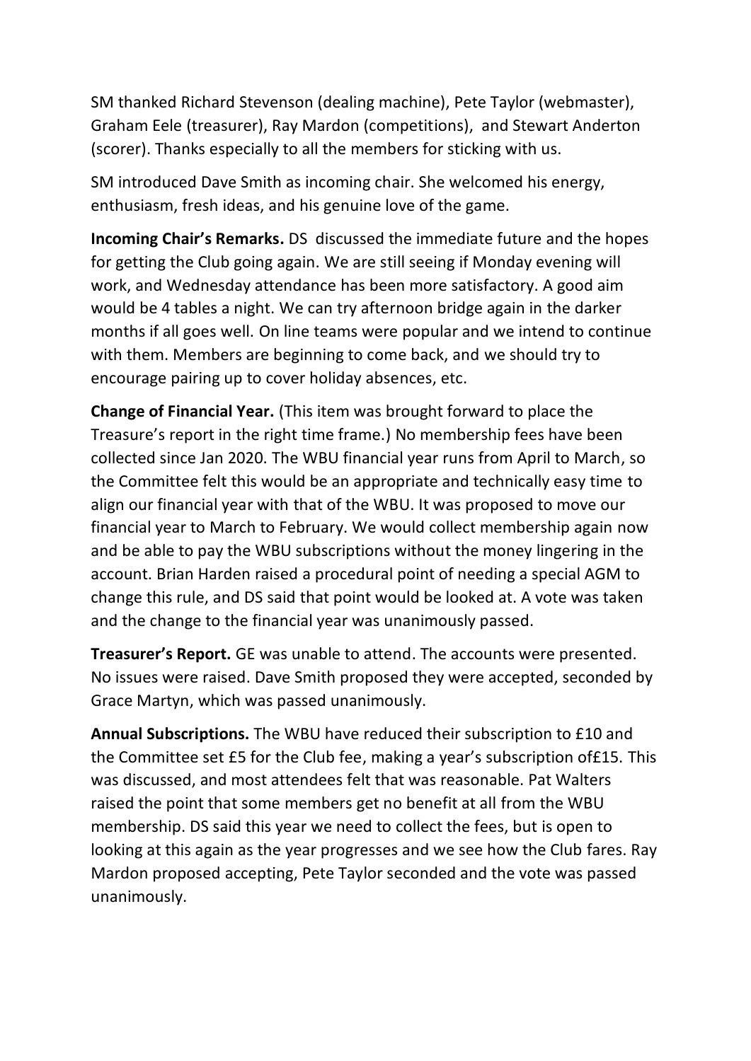SM thanked Richard Stevenson (dealing machine), Pete Taylor (webmaster), Graham Eele (treasurer), Ray Mardon (competitions), and Stewart Anderton (scorer). Thanks especially to all the members for sticking with us.

SM introduced Dave Smith as incoming chair. She welcomed his energy, enthusiasm, fresh ideas, and his genuine love of the game.

**Incoming Chair's Remarks.** DS discussed the immediate future and the hopes for getting the Club going again. We are still seeing if Monday evening will work, and Wednesday attendance has been more satisfactory. A good aim would be 4 tables a night. We can try afternoon bridge again in the darker months if all goes well. On line teams were popular and we intend to continue with them. Members are beginning to come back, and we should try to encourage pairing up to cover holiday absences, etc.

**Change of Financial Year.** (This item was brought forward to place the Treasure's report in the right time frame.) No membership fees have been collected since Jan 2020. The WBU financial year runs from April to March, so the Committee felt this would be an appropriate and technically easy time to align our financial year with that of the WBU. It was proposed to move our financial year to March to February. We would collect membership again now and be able to pay the WBU subscriptions without the money lingering in the account. Brian Harden raised a procedural point of needing a special AGM to change this rule, and DS said that point would be looked at. A vote was taken and the change to the financial year was unanimously passed.

**Treasurer's Report.** GE was unable to attend. The accounts were presented. No issues were raised. Dave Smith proposed they were accepted, seconded by Grace Martyn, which was passed unanimously.

**Annual Subscriptions.** The WBU have reduced their subscription to £10 and the Committee set £5 for the Club fee, making a year's subscription of£15. This was discussed, and most attendees felt that was reasonable. Pat Walters raised the point that some members get no benefit at all from the WBU membership. DS said this year we need to collect the fees, but is open to looking at this again as the year progresses and we see how the Club fares. Ray Mardon proposed accepting, Pete Taylor seconded and the vote was passed unanimously.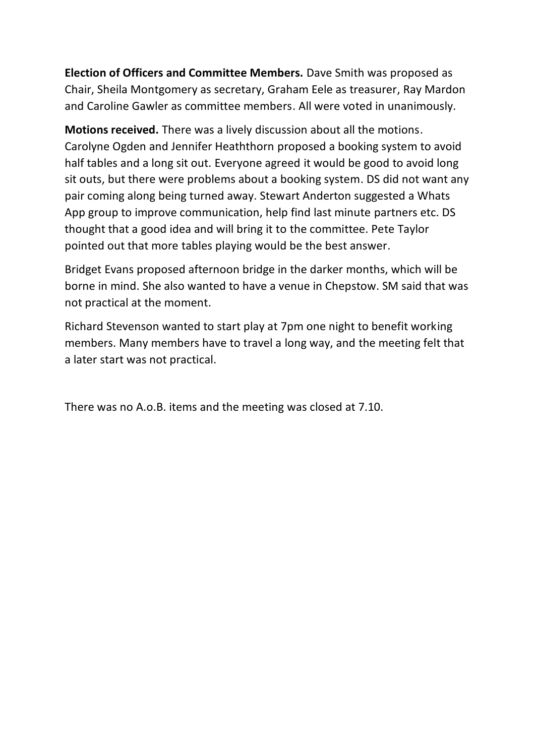**Election of Officers and Committee Members.** Dave Smith was proposed as Chair, Sheila Montgomery as secretary, Graham Eele as treasurer, Ray Mardon and Caroline Gawler as committee members. All were voted in unanimously.

**Motions received.** There was a lively discussion about all the motions. Carolyne Ogden and Jennifer Heaththorn proposed a booking system to avoid half tables and a long sit out. Everyone agreed it would be good to avoid long sit outs, but there were problems about a booking system. DS did not want any pair coming along being turned away. Stewart Anderton suggested a Whats App group to improve communication, help find last minute partners etc. DS thought that a good idea and will bring it to the committee. Pete Taylor pointed out that more tables playing would be the best answer.

Bridget Evans proposed afternoon bridge in the darker months, which will be borne in mind. She also wanted to have a venue in Chepstow. SM said that was not practical at the moment.

Richard Stevenson wanted to start play at 7pm one night to benefit working members. Many members have to travel a long way, and the meeting felt that a later start was not practical.

There was no A.o.B. items and the meeting was closed at 7.10.